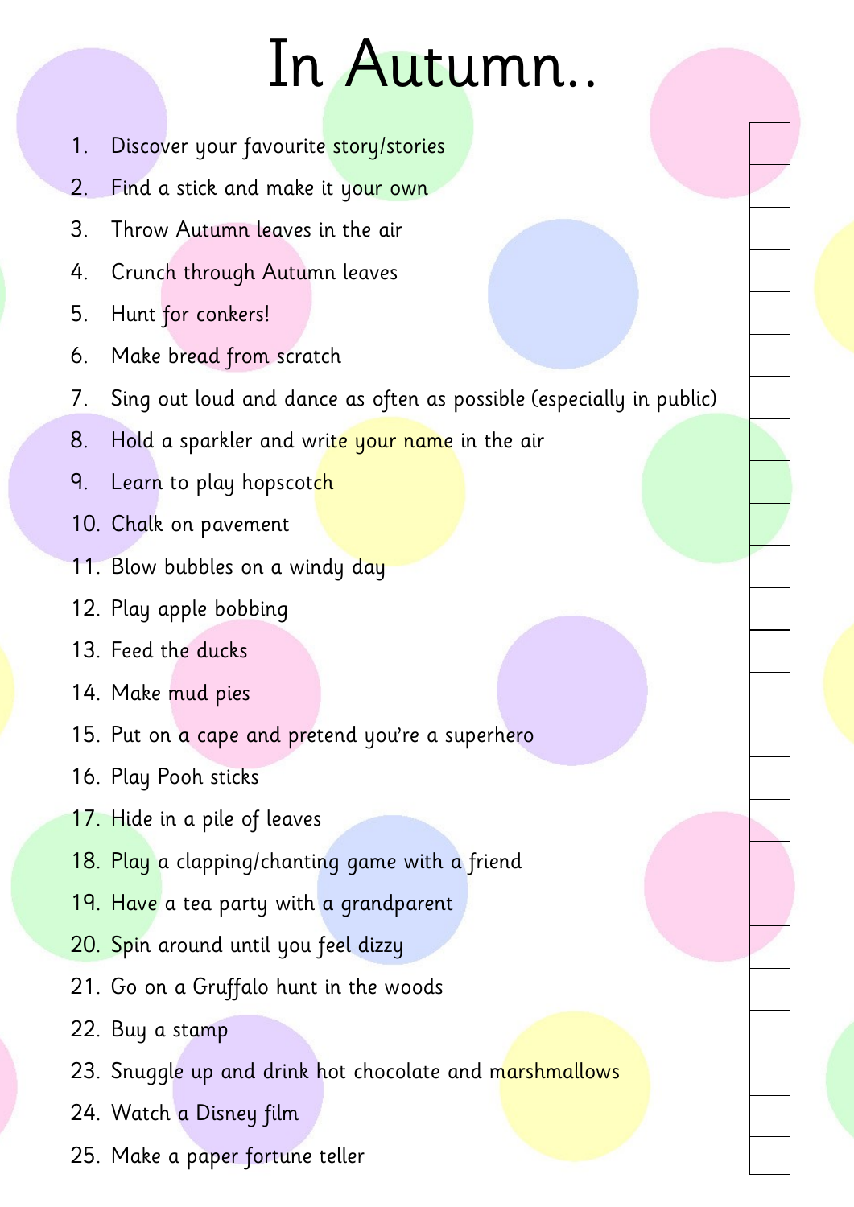# In Autumn..

1. Discover your favourite story/stories
2. Find a stick and make it your own
3. Throw Autumn leaves in the air
4. Crunch through Autumn leaves
5. Hunt for conkers!
6. Make bread from scratch
7. Sing out loud and dance as often as possible (especially in public)
8. Hold a sparkler and write your name in the air
9. Learn to play hopscotch
10. Chalk on pavement
11. Blow bubbles on a windy day
12. Play apple bobbing
13. Feed the ducks
14. Make mud pies
15. Put on a cape and pretend you're a superhero
16. Play Pooh sticks
17. Hide in a pile of leaves
18. Play a clapping/chanting game with a friend
19. Have a tea party with a grandparent
20. Spin around until you feel dizzy
21. Go on a Gruffalo hunt in the woods
22. Buy a stamp
23. Snuggle up and drink hot chocolate and marshmallows
24. Watch a Disney film
25. Make a paper fortune teller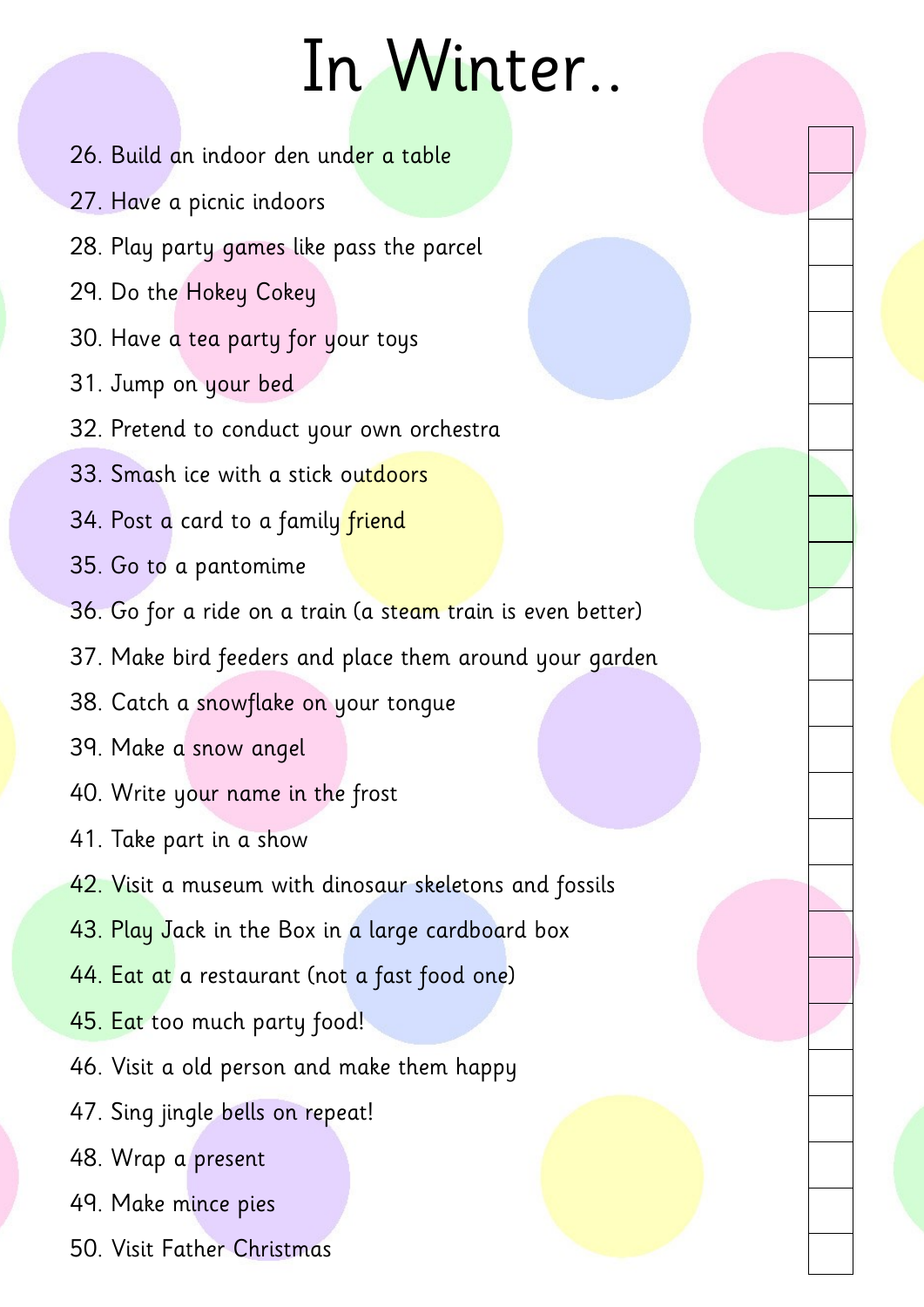# In Winter..

26. Build an indoor den under a table
27. Have a picnic indoors
28. Play party games like pass the parcel
29. Do the Hokey Cokey
30. Have a tea party for your toys
31. Jump on your bed
32. Pretend to conduct your own orchestra
33. Smash ice with a stick outdoors
34. Post a card to a family friend
35. Go to a pantomime
36. Go for a ride on a train (a steam train is even better)
37. Make bird feeders and place them around your garden
38. Catch a snowflake on your tongue
39. Make a snow angel
40. Write your name in the frost
41. Take part in a show
42. Visit a museum with dinosaur skeletons and fossils
43. Play Jack in the Box in a large cardboard box
44. Eat at a restaurant (not a fast food one)
45. Eat too much party food!
46. Visit a old person and make them happy
47. Sing jingle bells on repeat!
48. Wrap a present
49. Make mince pies
50. Visit Father Christmas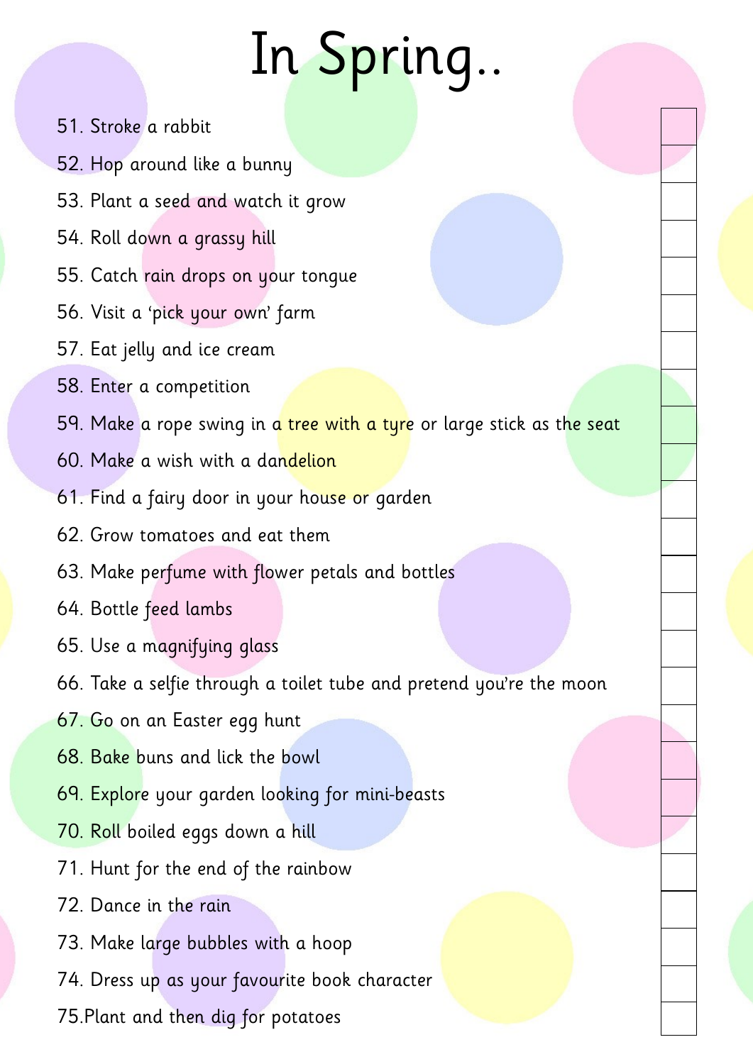# In Spring..

51. Stroke a rabbit
52. Hop around like a bunny
53. Plant a seed and watch it grow
54. Roll down a grassy hill
55. Catch rain drops on your tongue
56. Visit a 'pick your own' farm
57. Eat jelly and ice cream
58. Enter a competition
59. Make a rope swing in a tree with a tyre or large stick as the seat
60. Make a wish with a dandelion
61. Find a fairy door in your house or garden
62. Grow tomatoes and eat them
63. Make perfume with flower petals and bottles
64. Bottle feed lambs
65. Use a magnifying glass
66. Take a selfie through a toilet tube and pretend you're the moon
67. Go on an Easter egg hunt
68. Bake buns and lick the bowl
69. Explore your garden looking for mini-beasts
70. Roll boiled eggs down a hill
71. Hunt for the end of the rainbow
72. Dance in the rain
73. Make large bubbles with a hoop
74. Dress up as your favourite book character
75. Plant and then dig for potatoes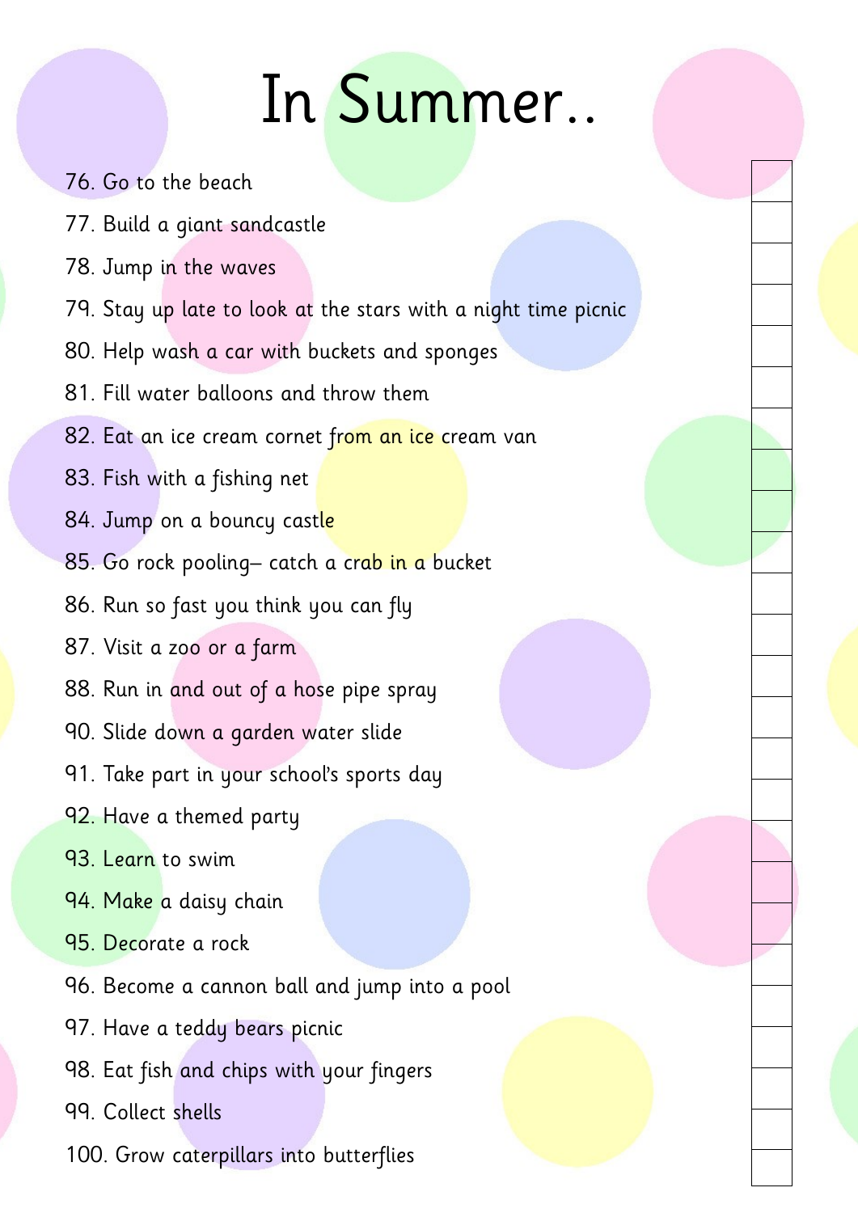# In Summer..

76. Go to the beach
77. Build a giant sandcastle
78. Jump in the waves
79. Stay up late to look at the stars with a night time picnic
80. Help wash a car with buckets and sponges
81. Fill water balloons and throw them
82. Eat an ice cream cornet from an ice cream van
83. Fish with a fishing net
84. Jump on a bouncy castle
85. Go rock pooling– catch a crab in a bucket
86. Run so fast you think you can fly
87. Visit a zoo or a farm
88. Run in and out of a hose pipe spray
90. Slide down a garden water slide
91. Take part in your school's sports day
92. Have a themed party
93. Learn to swim
94. Make a daisy chain
95. Decorate a rock
96. Become a cannon ball and jump into a pool
97. Have a teddy bears picnic
98. Eat fish and chips with your fingers
99. Collect shells
100. Grow caterpillars into butterflies